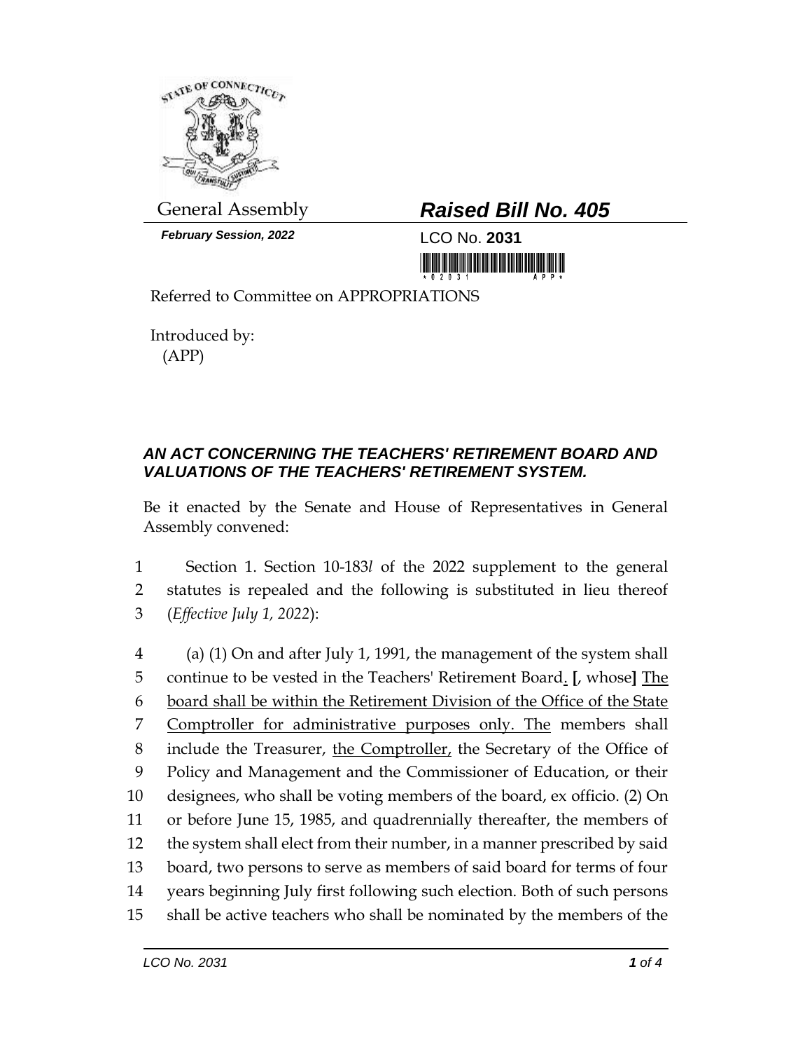General Assembly

***February Session, 2022***

## ***Raised Bill No. 405***

LCO No. **2031**

Referred to Committee on APPROPRIATIONS

Introduced by:
(APP)

### ***AN ACT CONCERNING THE TEACHERS' RETIREMENT BOARD AND VALUATIONS OF THE TEACHERS' RETIREMENT SYSTEM.***

Be it enacted by the Senate and House of Representatives in General Assembly convened:

1 Section 1. Section 10-183*l* of the 2022 supplement to the general
2 statutes is repealed and the following is substituted in lieu thereof
3 (*Effective July 1, 2022*):

4 (a) (1) On and after July 1, 1991, the management of the system shall
5 continue to be vested in the Teachers' Retirement Board<u>.</u> **[**, whose**]** <u>The</u>
6 <u>board shall be within the Retirement Division of the Office of the State</u>
7 <u>Comptroller for administrative purposes only. The</u> members shall
8 include the Treasurer, <u>the Comptroller,</u> the Secretary of the Office of
9 Policy and Management and the Commissioner of Education, or their
10 designees, who shall be voting members of the board, ex officio. (2) On
11 or before June 15, 1985, and quadrennially thereafter, the members of
12 the system shall elect from their number, in a manner prescribed by said
13 board, two persons to serve as members of said board for terms of four
14 years beginning July first following such election. Both of such persons
15 shall be active teachers who shall be nominated by the members of the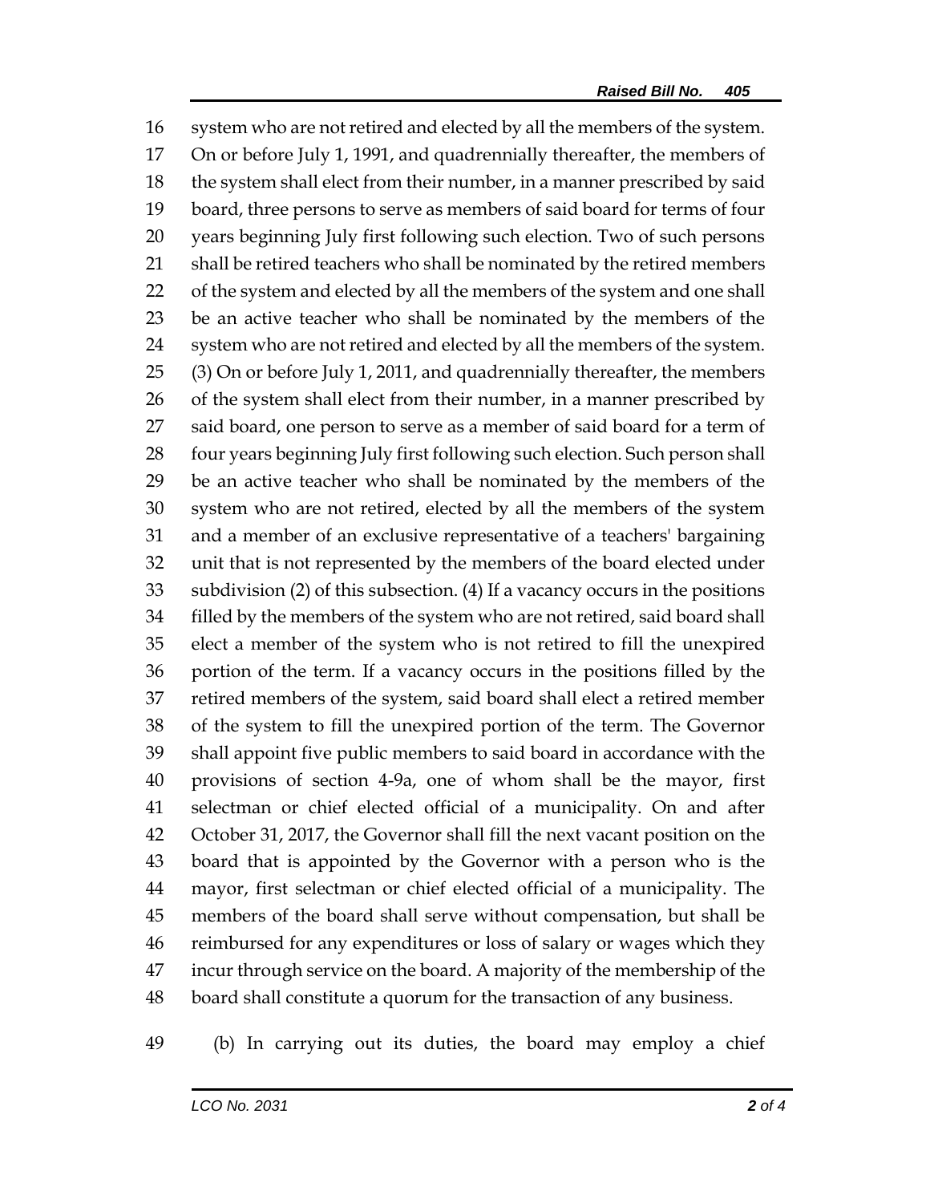system who are not retired and elected by all the members of the system. On or before July 1, 1991, and quadrennially thereafter, the members of the system shall elect from their number, in a manner prescribed by said board, three persons to serve as members of said board for terms of four years beginning July first following such election. Two of such persons shall be retired teachers who shall be nominated by the retired members of the system and elected by all the members of the system and one shall be an active teacher who shall be nominated by the members of the system who are not retired and elected by all the members of the system. (3) On or before July 1, 2011, and quadrennially thereafter, the members of the system shall elect from their number, in a manner prescribed by said board, one person to serve as a member of said board for a term of four years beginning July first following such election. Such person shall be an active teacher who shall be nominated by the members of the system who are not retired, elected by all the members of the system and a member of an exclusive representative of a teachers' bargaining unit that is not represented by the members of the board elected under subdivision (2) of this subsection. (4) If a vacancy occurs in the positions filled by the members of the system who are not retired, said board shall elect a member of the system who is not retired to fill the unexpired portion of the term. If a vacancy occurs in the positions filled by the retired members of the system, said board shall elect a retired member of the system to fill the unexpired portion of the term. The Governor shall appoint five public members to said board in accordance with the provisions of section 4-9a, one of whom shall be the mayor, first selectman or chief elected official of a municipality. On and after October 31, 2017, the Governor shall fill the next vacant position on the board that is appointed by the Governor with a person who is the mayor, first selectman or chief elected official of a municipality. The members of the board shall serve without compensation, but shall be reimbursed for any expenditures or loss of salary or wages which they incur through service on the board. A majority of the membership of the board shall constitute a quorum for the transaction of any business.

(b) In carrying out its duties, the board may employ a chief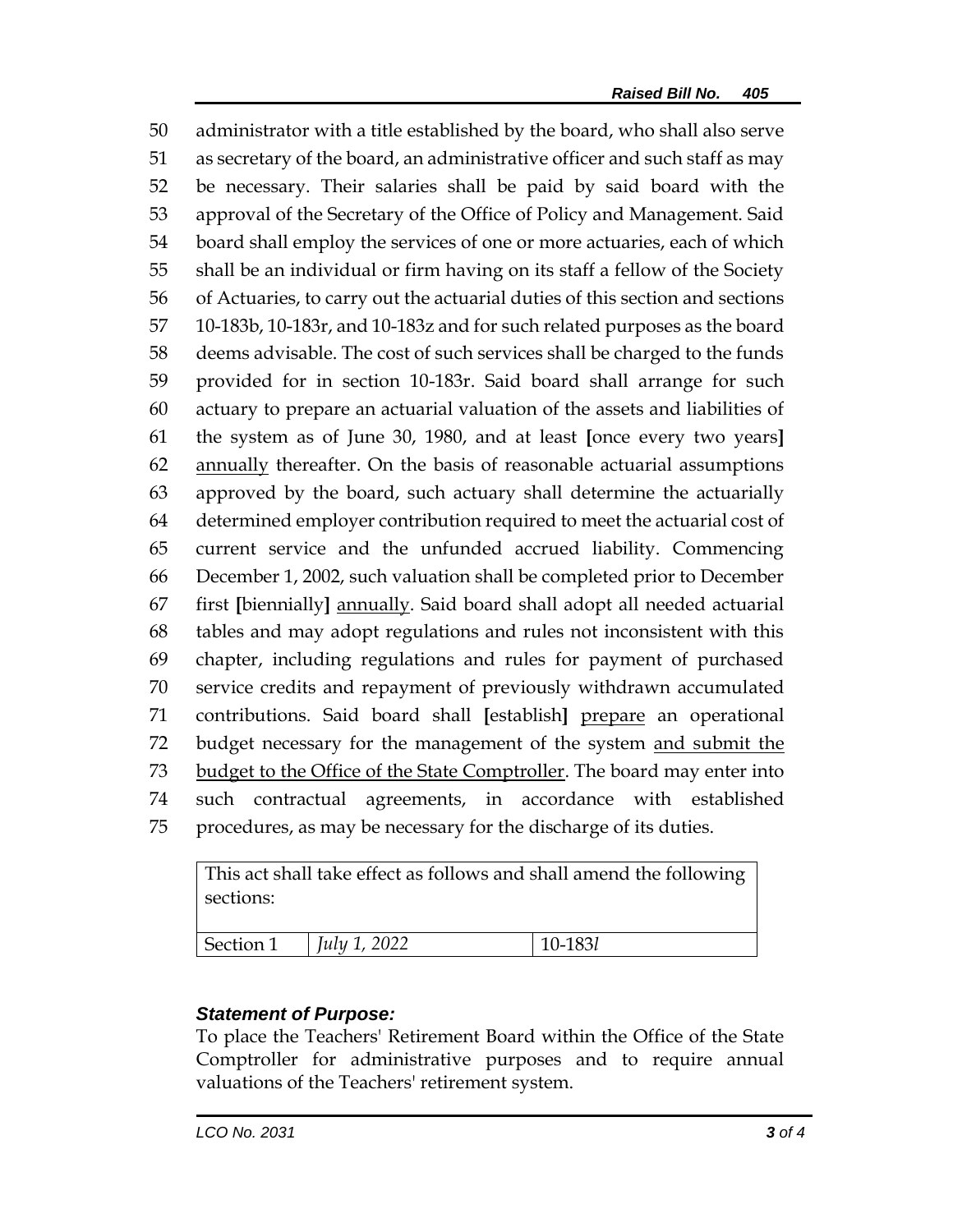50 administrator with a title established by the board, who shall also serve
51 as secretary of the board, an administrative officer and such staff as may
52 be necessary. Their salaries shall be paid by said board with the
53 approval of the Secretary of the Office of Policy and Management. Said
54 board shall employ the services of one or more actuaries, each of which
55 shall be an individual or firm having on its staff a fellow of the Society
56 of Actuaries, to carry out the actuarial duties of this section and sections
57 10-183b, 10-183r, and 10-183z and for such related purposes as the board
58 deems advisable. The cost of such services shall be charged to the funds
59 provided for in section 10-183r. Said board shall arrange for such
60 actuary to prepare an actuarial valuation of the assets and liabilities of
61 the system as of June 30, 1980, and at least [once every two years]
62 <u>annually</u> thereafter. On the basis of reasonable actuarial assumptions
63 approved by the board, such actuary shall determine the actuarially
64 determined employer contribution required to meet the actuarial cost of
65 current service and the unfunded accrued liability. Commencing
66 December 1, 2002, such valuation shall be completed prior to December
67 first [biennially] <u>annually</u>. Said board shall adopt all needed actuarial
68 tables and may adopt regulations and rules not inconsistent with this
69 chapter, including regulations and rules for payment of purchased
70 service credits and repayment of previously withdrawn accumulated
71 contributions. Said board shall [establish] <u>prepare</u> an operational
72 budget necessary for the management of the system <u>and submit the</u>
73 <u>budget to the Office of the State Comptroller</u>. The board may enter into
74 such contractual agreements, in accordance with established
75 procedures, as may be necessary for the discharge of its duties.

| This act shall take effect as follows and shall amend the following sections: | | |
|---|---|---|
| Section 1 | *July 1, 2022* | 10-183*l* |

### *Statement of Purpose:*

To place the Teachers' Retirement Board within the Office of the State Comptroller for administrative purposes and to require annual valuations of the Teachers' retirement system.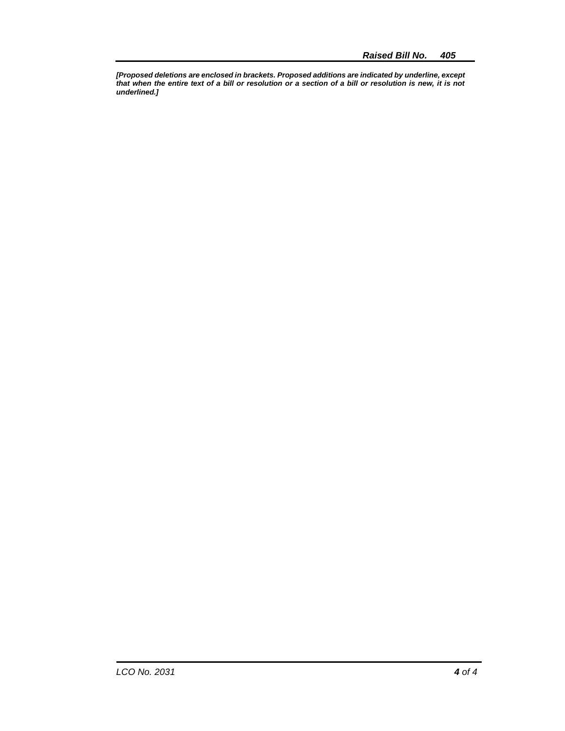*[Proposed deletions are enclosed in brackets. Proposed additions are indicated by underline, except that when the entire text of a bill or resolution or a section of a bill or resolution is new, it is not underlined.]*